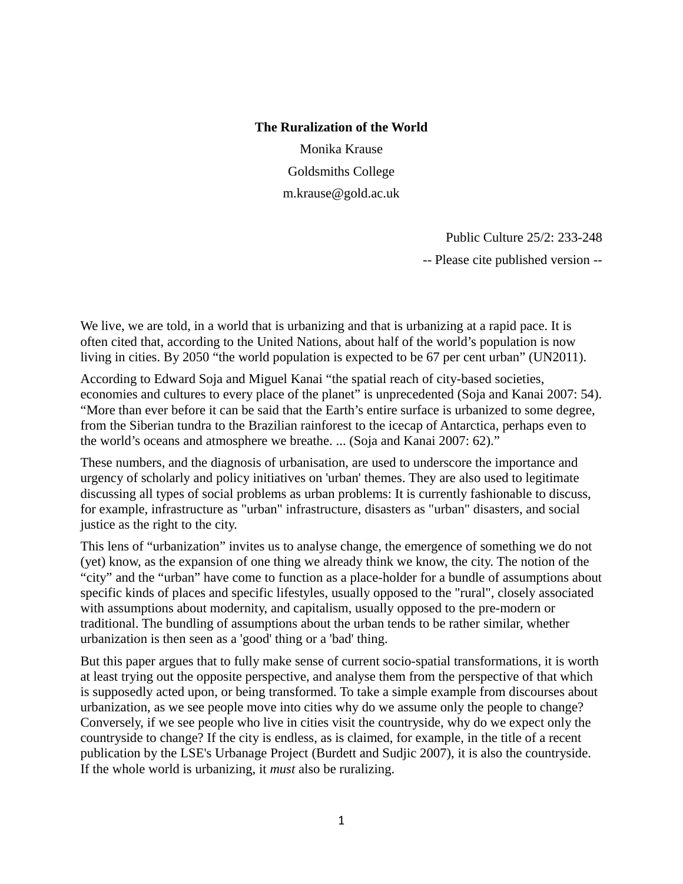# The Ruralization of the World

Monika Krause

Goldsmiths College

m.krause@gold.ac.uk

Public Culture 25/2: 233-248

-- Please cite published version --

We live, we are told, in a world that is urbanizing and that is urbanizing at a rapid pace. It is often cited that, according to the United Nations, about half of the world's population is now living in cities. By 2050 "the world population is expected to be 67 per cent urban" (UN2011).

According to Edward Soja and Miguel Kanai "the spatial reach of city-based societies, economies and cultures to every place of the planet" is unprecedented (Soja and Kanai 2007: 54). "More than ever before it can be said that the Earth's entire surface is urbanized to some degree, from the Siberian tundra to the Brazilian rainforest to the icecap of Antarctica, perhaps even to the world's oceans and atmosphere we breathe. ... (Soja and Kanai 2007: 62)."

These numbers, and the diagnosis of urbanisation, are used to underscore the importance and urgency of scholarly and policy initiatives on 'urban' themes. They are also used to legitimate discussing all types of social problems as urban problems: It is currently fashionable to discuss, for example, infrastructure as "urban" infrastructure, disasters as "urban" disasters, and social justice as the right to the city.

This lens of "urbanization" invites us to analyse change, the emergence of something we do not (yet) know, as the expansion of one thing we already think we know, the city. The notion of the "city" and the "urban" have come to function as a place-holder for a bundle of assumptions about specific kinds of places and specific lifestyles, usually opposed to the "rural", closely associated with assumptions about modernity, and capitalism, usually opposed to the pre-modern or traditional. The bundling of assumptions about the urban tends to be rather similar, whether urbanization is then seen as a 'good' thing or a 'bad' thing.

But this paper argues that to fully make sense of current socio-spatial transformations, it is worth at least trying out the opposite perspective, and analyse them from the perspective of that which is supposedly acted upon, or being transformed. To take a simple example from discourses about urbanization, as we see people move into cities why do we assume only the people to change? Conversely, if we see people who live in cities visit the countryside, why do we expect only the countryside to change? If the city is endless, as is claimed, for example, in the title of a recent publication by the LSE's Urbanage Project (Burdett and Sudjic 2007), it is also the countryside. If the whole world is urbanizing, it *must* also be ruralizing.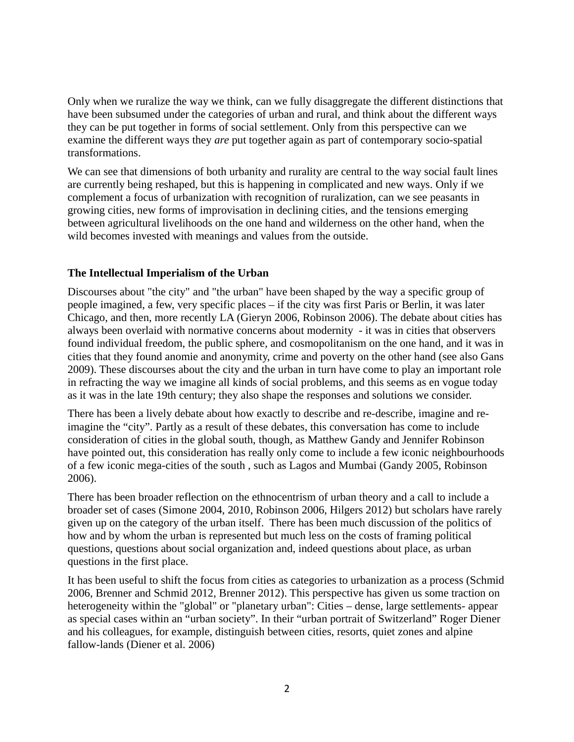Only when we ruralize the way we think, can we fully disaggregate the different distinctions that have been subsumed under the categories of urban and rural, and think about the different ways they can be put together in forms of social settlement. Only from this perspective can we examine the different ways they *are* put together again as part of contemporary socio-spatial transformations.

We can see that dimensions of both urbanity and rurality are central to the way social fault lines are currently being reshaped, but this is happening in complicated and new ways. Only if we complement a focus of urbanization with recognition of ruralization, can we see peasants in growing cities, new forms of improvisation in declining cities, and the tensions emerging between agricultural livelihoods on the one hand and wilderness on the other hand, when the wild becomes invested with meanings and values from the outside.

### The Intellectual Imperialism of the Urban

Discourses about "the city" and "the urban" have been shaped by the way a specific group of people imagined, a few, very specific places – if the city was first Paris or Berlin, it was later Chicago, and then, more recently LA (Gieryn 2006, Robinson 2006). The debate about cities has always been overlaid with normative concerns about modernity - it was in cities that observers found individual freedom, the public sphere, and cosmopolitanism on the one hand, and it was in cities that they found anomie and anonymity, crime and poverty on the other hand (see also Gans 2009). These discourses about the city and the urban in turn have come to play an important role in refracting the way we imagine all kinds of social problems, and this seems as en vogue today as it was in the late 19th century; they also shape the responses and solutions we consider.

There has been a lively debate about how exactly to describe and re-describe, imagine and re-imagine the "city". Partly as a result of these debates, this conversation has come to include consideration of cities in the global south, though, as Matthew Gandy and Jennifer Robinson have pointed out, this consideration has really only come to include a few iconic neighbourhoods of a few iconic mega-cities of the south , such as Lagos and Mumbai (Gandy 2005, Robinson 2006).

There has been broader reflection on the ethnocentrism of urban theory and a call to include a broader set of cases (Simone 2004, 2010, Robinson 2006, Hilgers 2012) but scholars have rarely given up on the category of the urban itself. There has been much discussion of the politics of how and by whom the urban is represented but much less on the costs of framing political questions, questions about social organization and, indeed questions about place, as urban questions in the first place.

It has been useful to shift the focus from cities as categories to urbanization as a process (Schmid 2006, Brenner and Schmid 2012, Brenner 2012). This perspective has given us some traction on heterogeneity within the "global" or "planetary urban": Cities – dense, large settlements- appear as special cases within an "urban society". In their "urban portrait of Switzerland" Roger Diener and his colleagues, for example, distinguish between cities, resorts, quiet zones and alpine fallow-lands (Diener et al. 2006)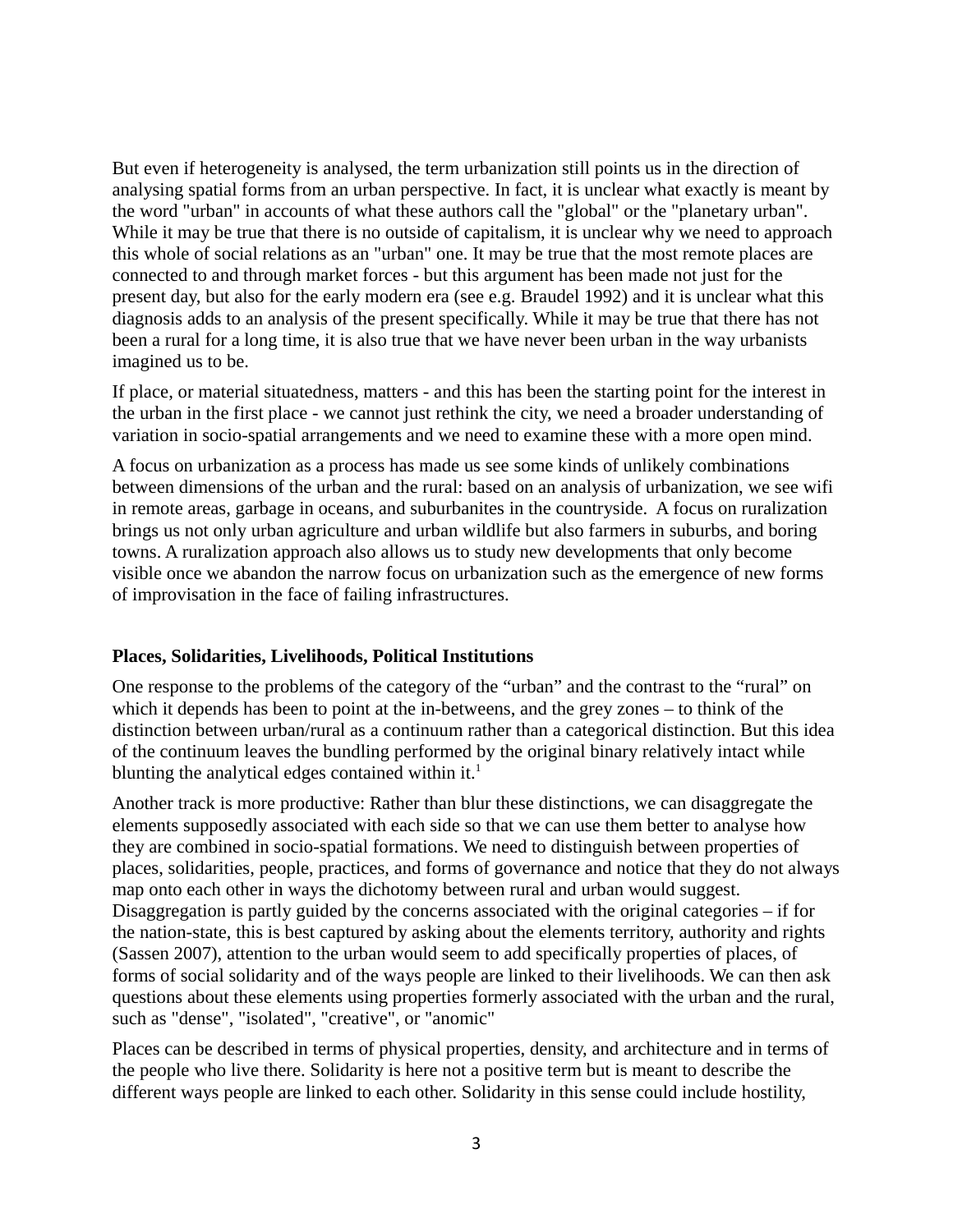But even if heterogeneity is analysed, the term urbanization still points us in the direction of analysing spatial forms from an urban perspective. In fact, it is unclear what exactly is meant by the word "urban" in accounts of what these authors call the "global" or the "planetary urban". While it may be true that there is no outside of capitalism, it is unclear why we need to approach this whole of social relations as an "urban" one. It may be true that the most remote places are connected to and through market forces - but this argument has been made not just for the present day, but also for the early modern era (see e.g. Braudel 1992) and it is unclear what this diagnosis adds to an analysis of the present specifically. While it may be true that there has not been a rural for a long time, it is also true that we have never been urban in the way urbanists imagined us to be.

If place, or material situatedness, matters - and this has been the starting point for the interest in the urban in the first place - we cannot just rethink the city, we need a broader understanding of variation in socio-spatial arrangements and we need to examine these with a more open mind.

A focus on urbanization as a process has made us see some kinds of unlikely combinations between dimensions of the urban and the rural: based on an analysis of urbanization, we see wifi in remote areas, garbage in oceans, and suburbanites in the countryside. A focus on ruralization brings us not only urban agriculture and urban wildlife but also farmers in suburbs, and boring towns. A ruralization approach also allows us to study new developments that only become visible once we abandon the narrow focus on urbanization such as the emergence of new forms of improvisation in the face of failing infrastructures.

### Places, Solidarities, Livelihoods, Political Institutions

One response to the problems of the category of the “urban” and the contrast to the “rural” on which it depends has been to point at the in-betweens, and the grey zones – to think of the distinction between urban/rural as a continuum rather than a categorical distinction. But this idea of the continuum leaves the bundling performed by the original binary relatively intact while blunting the analytical edges contained within it.[1]

Another track is more productive: Rather than blur these distinctions, we can disaggregate the elements supposedly associated with each side so that we can use them better to analyse how they are combined in socio-spatial formations. We need to distinguish between properties of places, solidarities, people, practices, and forms of governance and notice that they do not always map onto each other in ways the dichotomy between rural and urban would suggest. Disaggregation is partly guided by the concerns associated with the original categories – if for the nation-state, this is best captured by asking about the elements territory, authority and rights (Sassen 2007), attention to the urban would seem to add specifically properties of places, of forms of social solidarity and of the ways people are linked to their livelihoods. We can then ask questions about these elements using properties formerly associated with the urban and the rural, such as "dense", "isolated", "creative", or "anomic"

Places can be described in terms of physical properties, density, and architecture and in terms of the people who live there. Solidarity is here not a positive term but is meant to describe the different ways people are linked to each other. Solidarity in this sense could include hostility,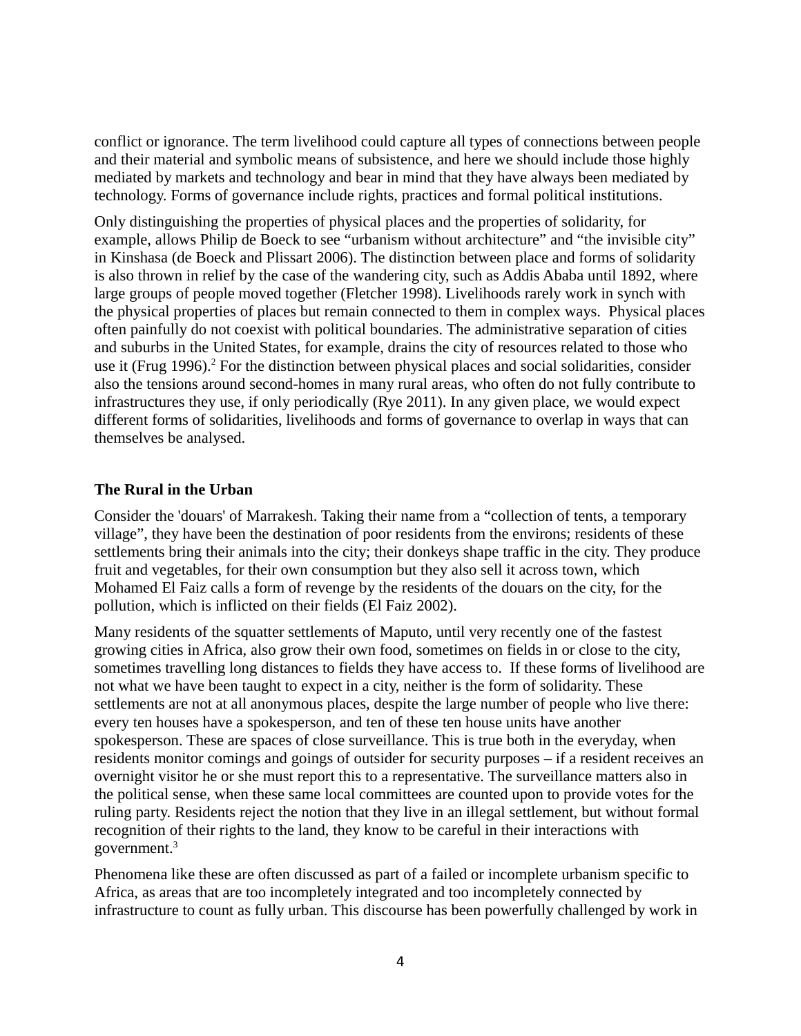conflict or ignorance. The term livelihood could capture all types of connections between people and their material and symbolic means of subsistence, and here we should include those highly mediated by markets and technology and bear in mind that they have always been mediated by technology. Forms of governance include rights, practices and formal political institutions.

Only distinguishing the properties of physical places and the properties of solidarity, for example, allows Philip de Boeck to see "urbanism without architecture" and "the invisible city" in Kinshasa (de Boeck and Plissart 2006). The distinction between place and forms of solidarity is also thrown in relief by the case of the wandering city, such as Addis Ababa until 1892, where large groups of people moved together (Fletcher 1998). Livelihoods rarely work in synch with the physical properties of places but remain connected to them in complex ways.  Physical places often painfully do not coexist with political boundaries. The administrative separation of cities and suburbs in the United States, for example, drains the city of resources related to those who use it (Frug 1996).[2] For the distinction between physical places and social solidarities, consider also the tensions around second-homes in many rural areas, who often do not fully contribute to infrastructures they use, if only periodically (Rye 2011). In any given place, we would expect different forms of solidarities, livelihoods and forms of governance to overlap in ways that can themselves be analysed.

## The Rural in the Urban

Consider the 'douars' of Marrakesh. Taking their name from a "collection of tents, a temporary village", they have been the destination of poor residents from the environs; residents of these settlements bring their animals into the city; their donkeys shape traffic in the city. They produce fruit and vegetables, for their own consumption but they also sell it across town, which Mohamed El Faiz calls a form of revenge by the residents of the douars on the city, for the pollution, which is inflicted on their fields (El Faiz 2002).

Many residents of the squatter settlements of Maputo, until very recently one of the fastest growing cities in Africa, also grow their own food, sometimes on fields in or close to the city, sometimes travelling long distances to fields they have access to.  If these forms of livelihood are not what we have been taught to expect in a city, neither is the form of solidarity. These settlements are not at all anonymous places, despite the large number of people who live there: every ten houses have a spokesperson, and ten of these ten house units have another spokesperson. These are spaces of close surveillance. This is true both in the everyday, when residents monitor comings and goings of outsider for security purposes – if a resident receives an overnight visitor he or she must report this to a representative. The surveillance matters also in the political sense, when these same local committees are counted upon to provide votes for the ruling party. Residents reject the notion that they live in an illegal settlement, but without formal recognition of their rights to the land, they know to be careful in their interactions with government.[3]

Phenomena like these are often discussed as part of a failed or incomplete urbanism specific to Africa, as areas that are too incompletely integrated and too incompletely connected by infrastructure to count as fully urban. This discourse has been powerfully challenged by work in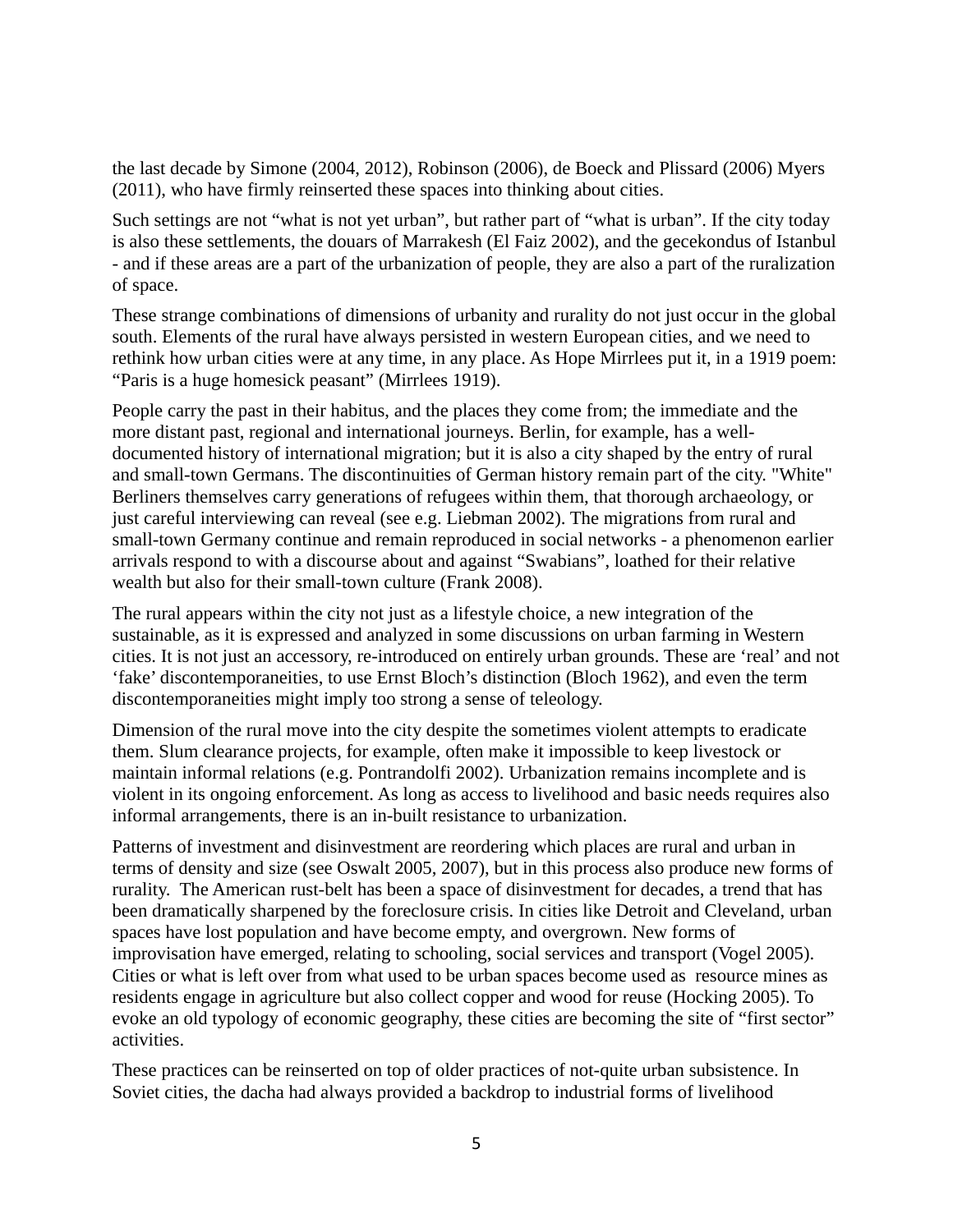the last decade by Simone (2004, 2012), Robinson (2006), de Boeck and Plissard (2006) Myers (2011), who have firmly reinserted these spaces into thinking about cities.

Such settings are not “what is not yet urban”, but rather part of “what is urban”. If the city today is also these settlements, the douars of Marrakesh (El Faiz 2002), and the gecekondus of Istanbul - and if these areas are a part of the urbanization of people, they are also a part of the ruralization of space.

These strange combinations of dimensions of urbanity and rurality do not just occur in the global south. Elements of the rural have always persisted in western European cities, and we need to rethink how urban cities were at any time, in any place. As Hope Mirrlees put it, in a 1919 poem: “Paris is a huge homesick peasant” (Mirrlees 1919).

People carry the past in their habitus, and the places they come from; the immediate and the more distant past, regional and international journeys. Berlin, for example, has a well-documented history of international migration; but it is also a city shaped by the entry of rural and small-town Germans. The discontinuities of German history remain part of the city. "White" Berliners themselves carry generations of refugees within them, that thorough archaeology, or just careful interviewing can reveal (see e.g. Liebman 2002). The migrations from rural and small-town Germany continue and remain reproduced in social networks - a phenomenon earlier arrivals respond to with a discourse about and against “Swabians”, loathed for their relative wealth but also for their small-town culture (Frank 2008).

The rural appears within the city not just as a lifestyle choice, a new integration of the sustainable, as it is expressed and analyzed in some discussions on urban farming in Western cities. It is not just an accessory, re-introduced on entirely urban grounds. These are ‘real’ and not ‘fake’ discontemporaneities, to use Ernst Bloch’s distinction (Bloch 1962), and even the term discontemporaneities might imply too strong a sense of teleology.

Dimension of the rural move into the city despite the sometimes violent attempts to eradicate them. Slum clearance projects, for example, often make it impossible to keep livestock or maintain informal relations (e.g. Pontrandolfi 2002). Urbanization remains incomplete and is violent in its ongoing enforcement. As long as access to livelihood and basic needs requires also informal arrangements, there is an in-built resistance to urbanization.

Patterns of investment and disinvestment are reordering which places are rural and urban in terms of density and size (see Oswalt 2005, 2007), but in this process also produce new forms of rurality. The American rust-belt has been a space of disinvestment for decades, a trend that has been dramatically sharpened by the foreclosure crisis. In cities like Detroit and Cleveland, urban spaces have lost population and have become empty, and overgrown. New forms of improvisation have emerged, relating to schooling, social services and transport (Vogel 2005). Cities or what is left over from what used to be urban spaces become used as resource mines as residents engage in agriculture but also collect copper and wood for reuse (Hocking 2005). To evoke an old typology of economic geography, these cities are becoming the site of “first sector” activities.

These practices can be reinserted on top of older practices of not-quite urban subsistence. In Soviet cities, the dacha had always provided a backdrop to industrial forms of livelihood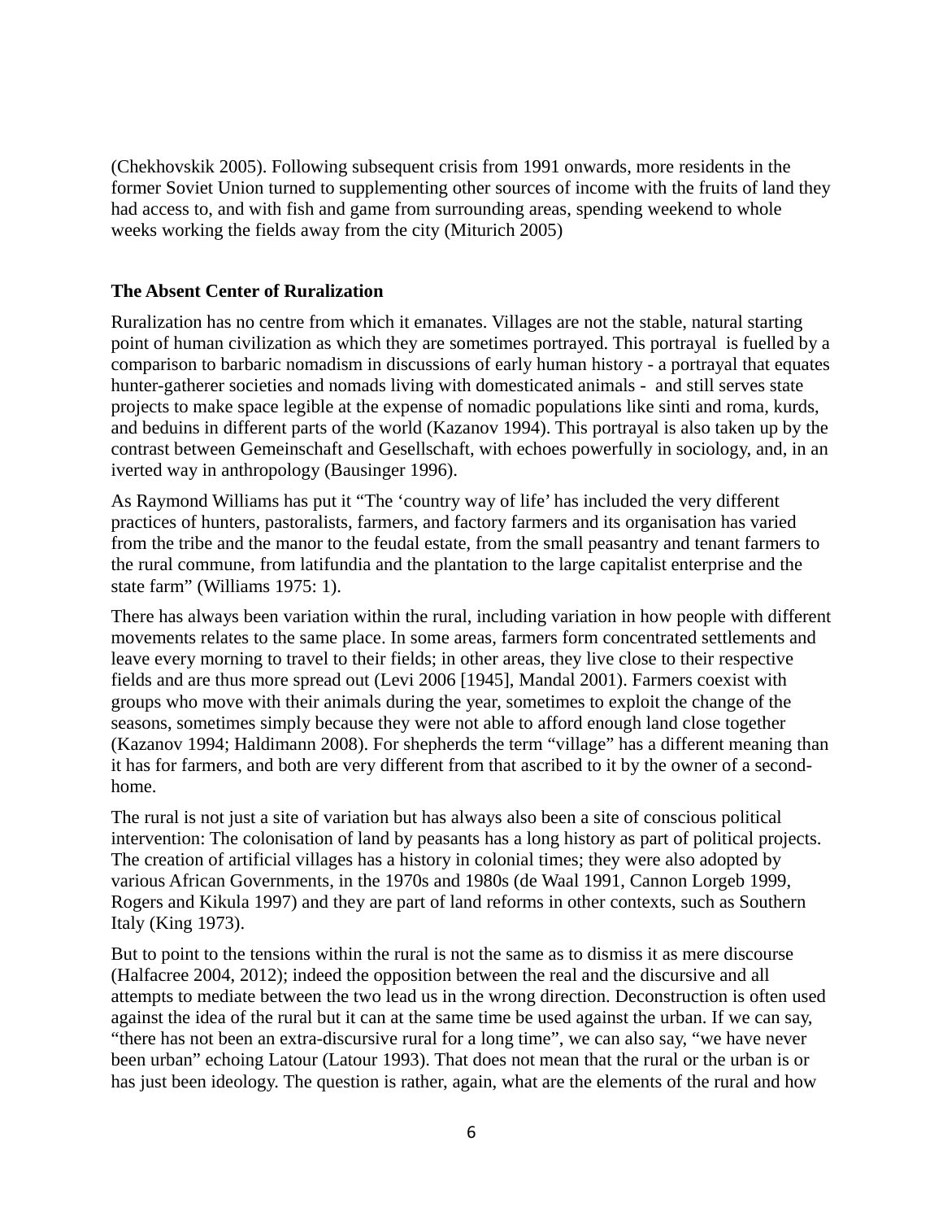(Chekhovskik 2005). Following subsequent crisis from 1991 onwards, more residents in the former Soviet Union turned to supplementing other sources of income with the fruits of land they had access to, and with fish and game from surrounding areas, spending weekend to whole weeks working the fields away from the city (Miturich 2005)

**The Absent Center of Ruralization**

Ruralization has no centre from which it emanates. Villages are not the stable, natural starting point of human civilization as which they are sometimes portrayed. This portrayal  is fuelled by a comparison to barbaric nomadism in discussions of early human history - a portrayal that equates hunter-gatherer societies and nomads living with domesticated animals -  and still serves state projects to make space legible at the expense of nomadic populations like sinti and roma, kurds, and beduins in different parts of the world (Kazanov 1994). This portrayal is also taken up by the contrast between Gemeinschaft and Gesellschaft, with echoes powerfully in sociology, and, in an iverted way in anthropology (Bausinger 1996).

As Raymond Williams has put it "The 'country way of life' has included the very different practices of hunters, pastoralists, farmers, and factory farmers and its organisation has varied from the tribe and the manor to the feudal estate, from the small peasantry and tenant farmers to the rural commune, from latifundia and the plantation to the large capitalist enterprise and the state farm" (Williams 1975: 1).

There has always been variation within the rural, including variation in how people with different movements relates to the same place. In some areas, farmers form concentrated settlements and leave every morning to travel to their fields; in other areas, they live close to their respective fields and are thus more spread out (Levi 2006 [1945], Mandal 2001). Farmers coexist with groups who move with their animals during the year, sometimes to exploit the change of the seasons, sometimes simply because they were not able to afford enough land close together (Kazanov 1994; Haldimann 2008). For shepherds the term "village" has a different meaning than it has for farmers, and both are very different from that ascribed to it by the owner of a second-home.

The rural is not just a site of variation but has always also been a site of conscious political intervention: The colonisation of land by peasants has a long history as part of political projects. The creation of artificial villages has a history in colonial times; they were also adopted by various African Governments, in the 1970s and 1980s (de Waal 1991, Cannon Lorgeb 1999, Rogers and Kikula 1997) and they are part of land reforms in other contexts, such as Southern Italy (King 1973).

But to point to the tensions within the rural is not the same as to dismiss it as mere discourse (Halfacree 2004, 2012); indeed the opposition between the real and the discursive and all attempts to mediate between the two lead us in the wrong direction. Deconstruction is often used against the idea of the rural but it can at the same time be used against the urban. If we can say, "there has not been an extra-discursive rural for a long time", we can also say, "we have never been urban" echoing Latour (Latour 1993). That does not mean that the rural or the urban is or has just been ideology. The question is rather, again, what are the elements of the rural and how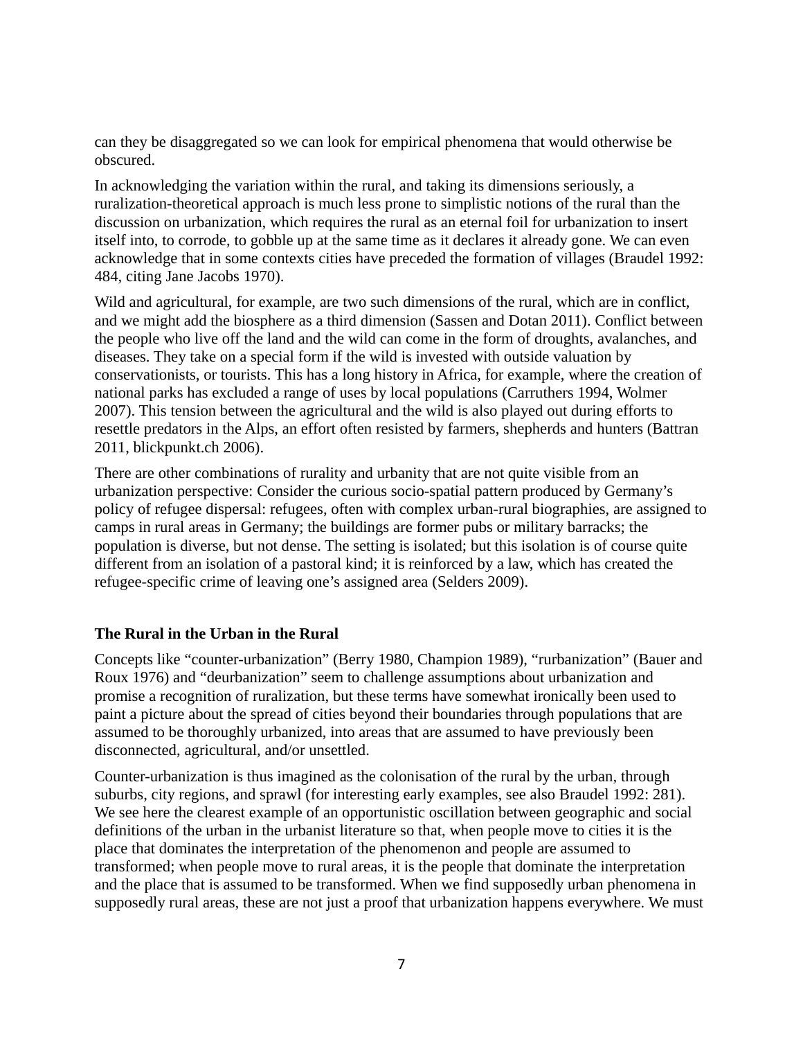can they be disaggregated so we can look for empirical phenomena that would otherwise be obscured.

In acknowledging the variation within the rural, and taking its dimensions seriously, a ruralization-theoretical approach is much less prone to simplistic notions of the rural than the discussion on urbanization, which requires the rural as an eternal foil for urbanization to insert itself into, to corrode, to gobble up at the same time as it declares it already gone. We can even acknowledge that in some contexts cities have preceded the formation of villages (Braudel 1992: 484, citing Jane Jacobs 1970).

Wild and agricultural, for example, are two such dimensions of the rural, which are in conflict, and we might add the biosphere as a third dimension (Sassen and Dotan 2011). Conflict between the people who live off the land and the wild can come in the form of droughts, avalanches, and diseases. They take on a special form if the wild is invested with outside valuation by conservationists, or tourists. This has a long history in Africa, for example, where the creation of national parks has excluded a range of uses by local populations (Carruthers 1994, Wolmer 2007). This tension between the agricultural and the wild is also played out during efforts to resettle predators in the Alps, an effort often resisted by farmers, shepherds and hunters (Battran 2011, blickpunkt.ch 2006).

There are other combinations of rurality and urbanity that are not quite visible from an urbanization perspective: Consider the curious socio-spatial pattern produced by Germany's policy of refugee dispersal: refugees, often with complex urban-rural biographies, are assigned to camps in rural areas in Germany; the buildings are former pubs or military barracks; the population is diverse, but not dense. The setting is isolated; but this isolation is of course quite different from an isolation of a pastoral kind; it is reinforced by a law, which has created the refugee-specific crime of leaving one's assigned area (Selders 2009).

### The Rural in the Urban in the Rural

Concepts like "counter-urbanization" (Berry 1980, Champion 1989), "rurbanization" (Bauer and Roux 1976) and "deurbanization" seem to challenge assumptions about urbanization and promise a recognition of ruralization, but these terms have somewhat ironically been used to paint a picture about the spread of cities beyond their boundaries through populations that are assumed to be thoroughly urbanized, into areas that are assumed to have previously been disconnected, agricultural, and/or unsettled.

Counter-urbanization is thus imagined as the colonisation of the rural by the urban, through suburbs, city regions, and sprawl (for interesting early examples, see also Braudel 1992: 281). We see here the clearest example of an opportunistic oscillation between geographic and social definitions of the urban in the urbanist literature so that, when people move to cities it is the place that dominates the interpretation of the phenomenon and people are assumed to transformed; when people move to rural areas, it is the people that dominate the interpretation and the place that is assumed to be transformed. When we find supposedly urban phenomena in supposedly rural areas, these are not just a proof that urbanization happens everywhere. We must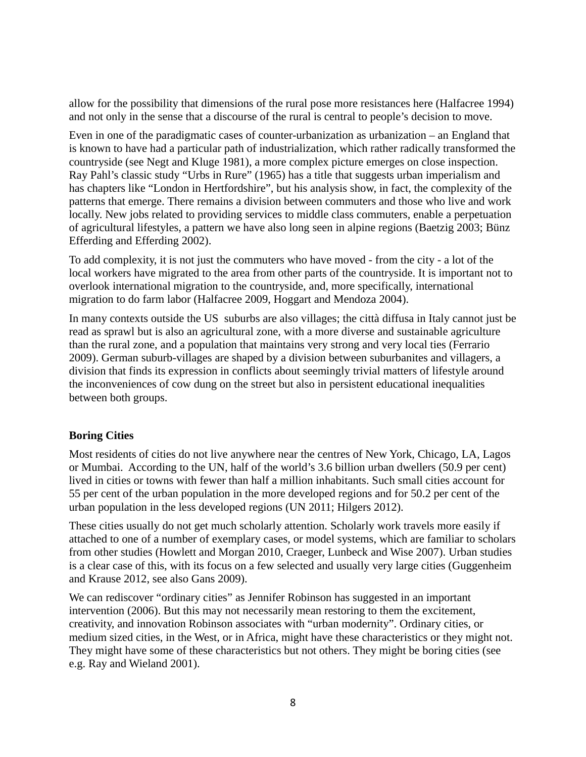allow for the possibility that dimensions of the rural pose more resistances here (Halfacree 1994) and not only in the sense that a discourse of the rural is central to people's decision to move.

Even in one of the paradigmatic cases of counter-urbanization as urbanization – an England that is known to have had a particular path of industrialization, which rather radically transformed the countryside (see Negt and Kluge 1981), a more complex picture emerges on close inspection. Ray Pahl's classic study "Urbs in Rure" (1965) has a title that suggests urban imperialism and has chapters like "London in Hertfordshire", but his analysis show, in fact, the complexity of the patterns that emerge. There remains a division between commuters and those who live and work locally. New jobs related to providing services to middle class commuters, enable a perpetuation of agricultural lifestyles, a pattern we have also long seen in alpine regions (Baetzig 2003; Bünz Efferding and Efferding 2002).

To add complexity, it is not just the commuters who have moved - from the city - a lot of the local workers have migrated to the area from other parts of the countryside. It is important not to overlook international migration to the countryside, and, more specifically, international migration to do farm labor (Halfacree 2009, Hoggart and Mendoza 2004).

In many contexts outside the US suburbs are also villages; the città diffusa in Italy cannot just be read as sprawl but is also an agricultural zone, with a more diverse and sustainable agriculture than the rural zone, and a population that maintains very strong and very local ties (Ferrario 2009). German suburb-villages are shaped by a division between suburbanites and villagers, a division that finds its expression in conflicts about seemingly trivial matters of lifestyle around the inconveniences of cow dung on the street but also in persistent educational inequalities between both groups.

**Boring Cities**

Most residents of cities do not live anywhere near the centres of New York, Chicago, LA, Lagos or Mumbai. According to the UN, half of the world's 3.6 billion urban dwellers (50.9 per cent) lived in cities or towns with fewer than half a million inhabitants. Such small cities account for 55 per cent of the urban population in the more developed regions and for 50.2 per cent of the urban population in the less developed regions (UN 2011; Hilgers 2012).

These cities usually do not get much scholarly attention. Scholarly work travels more easily if attached to one of a number of exemplary cases, or model systems, which are familiar to scholars from other studies (Howlett and Morgan 2010, Craeger, Lunbeck and Wise 2007). Urban studies is a clear case of this, with its focus on a few selected and usually very large cities (Guggenheim and Krause 2012, see also Gans 2009).

We can rediscover "ordinary cities" as Jennifer Robinson has suggested in an important intervention (2006). But this may not necessarily mean restoring to them the excitement, creativity, and innovation Robinson associates with "urban modernity". Ordinary cities, or medium sized cities, in the West, or in Africa, might have these characteristics or they might not. They might have some of these characteristics but not others. They might be boring cities (see e.g. Ray and Wieland 2001).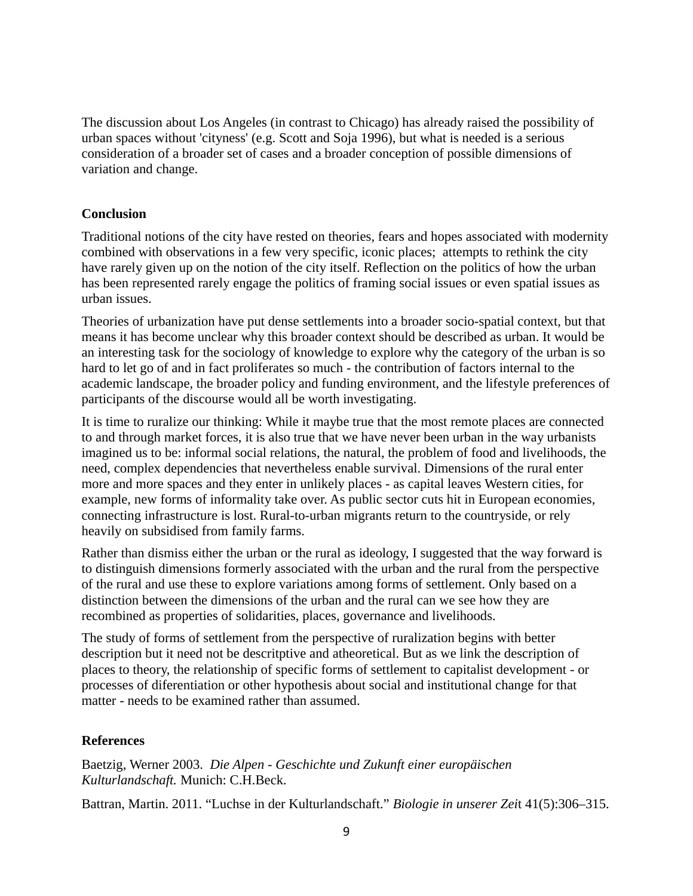The discussion about Los Angeles (in contrast to Chicago) has already raised the possibility of urban spaces without 'cityness' (e.g. Scott and Soja 1996), but what is needed is a serious consideration of a broader set of cases and a broader conception of possible dimensions of variation and change.

## Conclusion

Traditional notions of the city have rested on theories, fears and hopes associated with modernity combined with observations in a few very specific, iconic places;  attempts to rethink the city have rarely given up on the notion of the city itself. Reflection on the politics of how the urban has been represented rarely engage the politics of framing social issues or even spatial issues as urban issues.

Theories of urbanization have put dense settlements into a broader socio-spatial context, but that means it has become unclear why this broader context should be described as urban. It would be an interesting task for the sociology of knowledge to explore why the category of the urban is so hard to let go of and in fact proliferates so much - the contribution of factors internal to the academic landscape, the broader policy and funding environment, and the lifestyle preferences of participants of the discourse would all be worth investigating.

It is time to ruralize our thinking: While it maybe true that the most remote places are connected to and through market forces, it is also true that we have never been urban in the way urbanists imagined us to be: informal social relations, the natural, the problem of food and livelihoods, the need, complex dependencies that nevertheless enable survival. Dimensions of the rural enter more and more spaces and they enter in unlikely places - as capital leaves Western cities, for example, new forms of informality take over. As public sector cuts hit in European economies, connecting infrastructure is lost. Rural-to-urban migrants return to the countryside, or rely heavily on subsidised from family farms.

Rather than dismiss either the urban or the rural as ideology, I suggested that the way forward is to distinguish dimensions formerly associated with the urban and the rural from the perspective of the rural and use these to explore variations among forms of settlement. Only based on a distinction between the dimensions of the urban and the rural can we see how they are recombined as properties of solidarities, places, governance and livelihoods.

The study of forms of settlement from the perspective of ruralization begins with better description but it need not be descritptive and atheoretical. But as we link the description of places to theory, the relationship of specific forms of settlement to capitalist development - or processes of diferentiation or other hypothesis about social and institutional change for that matter - needs to be examined rather than assumed.

## References

Baetzig, Werner 2003. *Die Alpen - Geschichte und Zukunft einer europäischen Kulturlandschaft.* Munich: C.H.Beck.

Battran, Martin. 2011. "Luchse in der Kulturlandschaft." *Biologie in unserer Zeit* 41(5):306–315.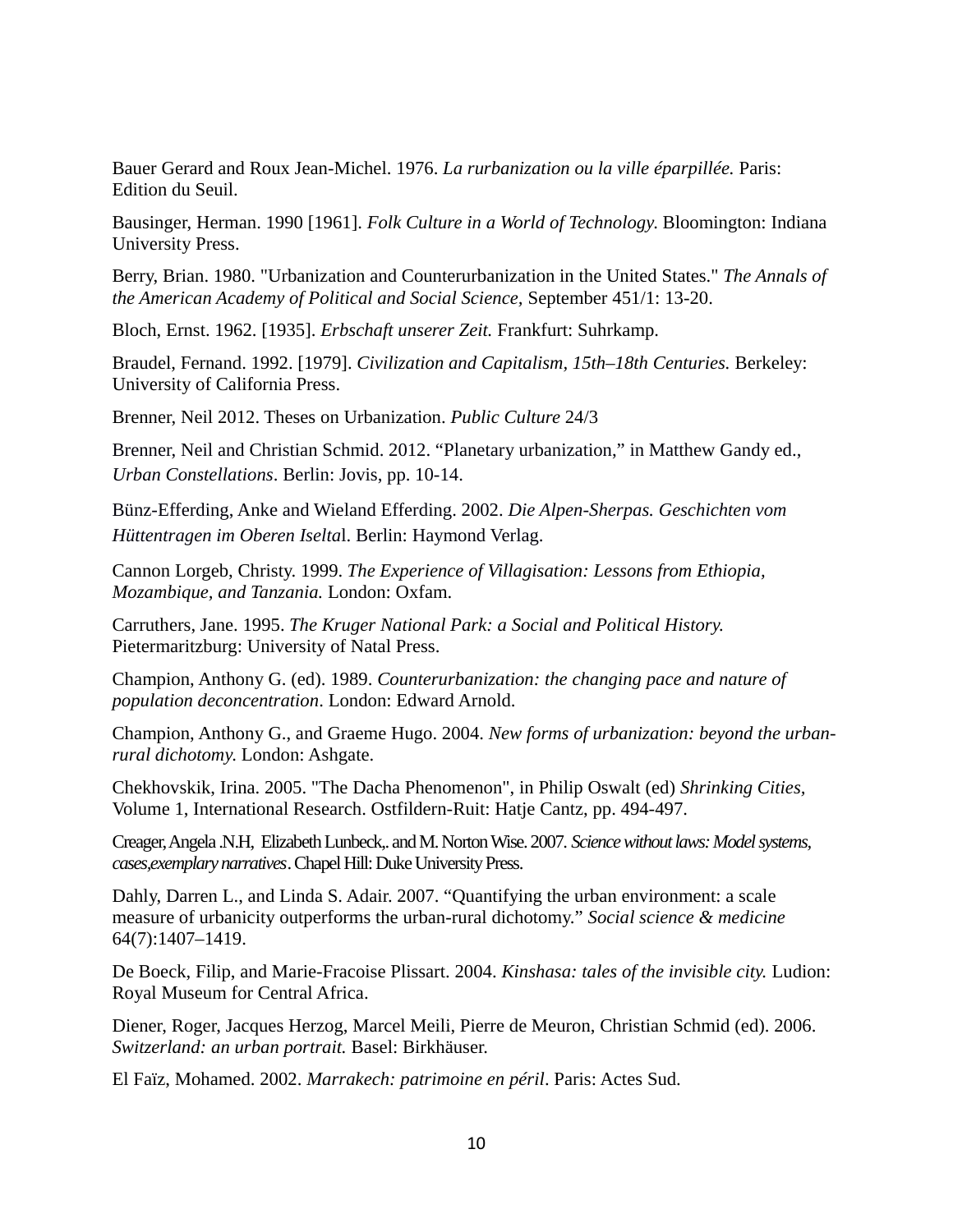Bauer Gerard and Roux Jean-Michel. 1976. *La rurbanization ou la ville éparpillée.* Paris: Edition du Seuil.

Bausinger, Herman. 1990 [1961]. *Folk Culture in a World of Technology.* Bloomington: Indiana University Press.

Berry, Brian. 1980. "Urbanization and Counterurbanization in the United States." *The Annals of the American Academy of Political and Social Science*, September 451/1: 13-20.

Bloch, Ernst. 1962. [1935]. *Erbschaft unserer Zeit.* Frankfurt: Suhrkamp.

Braudel, Fernand. 1992. [1979]. *Civilization and Capitalism, 15th–18th Centuries.* Berkeley: University of California Press.

Brenner, Neil 2012. Theses on Urbanization. *Public Culture* 24/3

Brenner, Neil and Christian Schmid. 2012. "Planetary urbanization," in Matthew Gandy ed., *Urban Constellations*. Berlin: Jovis, pp. 10-14.

Bünz-Efferding, Anke and Wieland Efferding. 2002. *Die Alpen-Sherpas. Geschichten vom Hüttentragen im Oberen Iselta*l. Berlin: Haymond Verlag.

Cannon Lorgeb, Christy. 1999. *The Experience of Villagisation: Lessons from Ethiopia, Mozambique, and Tanzania.* London: Oxfam.

Carruthers, Jane. 1995. *The Kruger National Park: a Social and Political History.* Pietermaritzburg: University of Natal Press.

Champion, Anthony G. (ed). 1989. *Counterurbanization: the changing pace and nature of population deconcentration*. London: Edward Arnold.

Champion, Anthony G., and Graeme Hugo. 2004. *New forms of urbanization: beyond the urban-rural dichotomy.* London: Ashgate.

Chekhovskik, Irina. 2005. "The Dacha Phenomenon", in Philip Oswalt (ed) *Shrinking Cities,* Volume 1, International Research. Ostfildern-Ruit: Hatje Cantz, pp. 494-497.

Creager, Angela .N.H, Elizabeth Lunbeck,. and M. Norton Wise. 2007. *Science without laws: Model systems, cases,exemplary narratives*. Chapel Hill: Duke University Press.

Dahly, Darren L., and Linda S. Adair. 2007. "Quantifying the urban environment: a scale measure of urbanicity outperforms the urban-rural dichotomy." *Social science & medicine* 64(7):1407–1419.

De Boeck, Filip, and Marie-Fracoise Plissart. 2004. *Kinshasa: tales of the invisible city.* Ludion: Royal Museum for Central Africa.

Diener, Roger, Jacques Herzog, Marcel Meili, Pierre de Meuron, Christian Schmid (ed). 2006. *Switzerland: an urban portrait.* Basel: Birkhäuser.

El Faïz, Mohamed. 2002. *Marrakech: patrimoine en péril*. Paris: Actes Sud.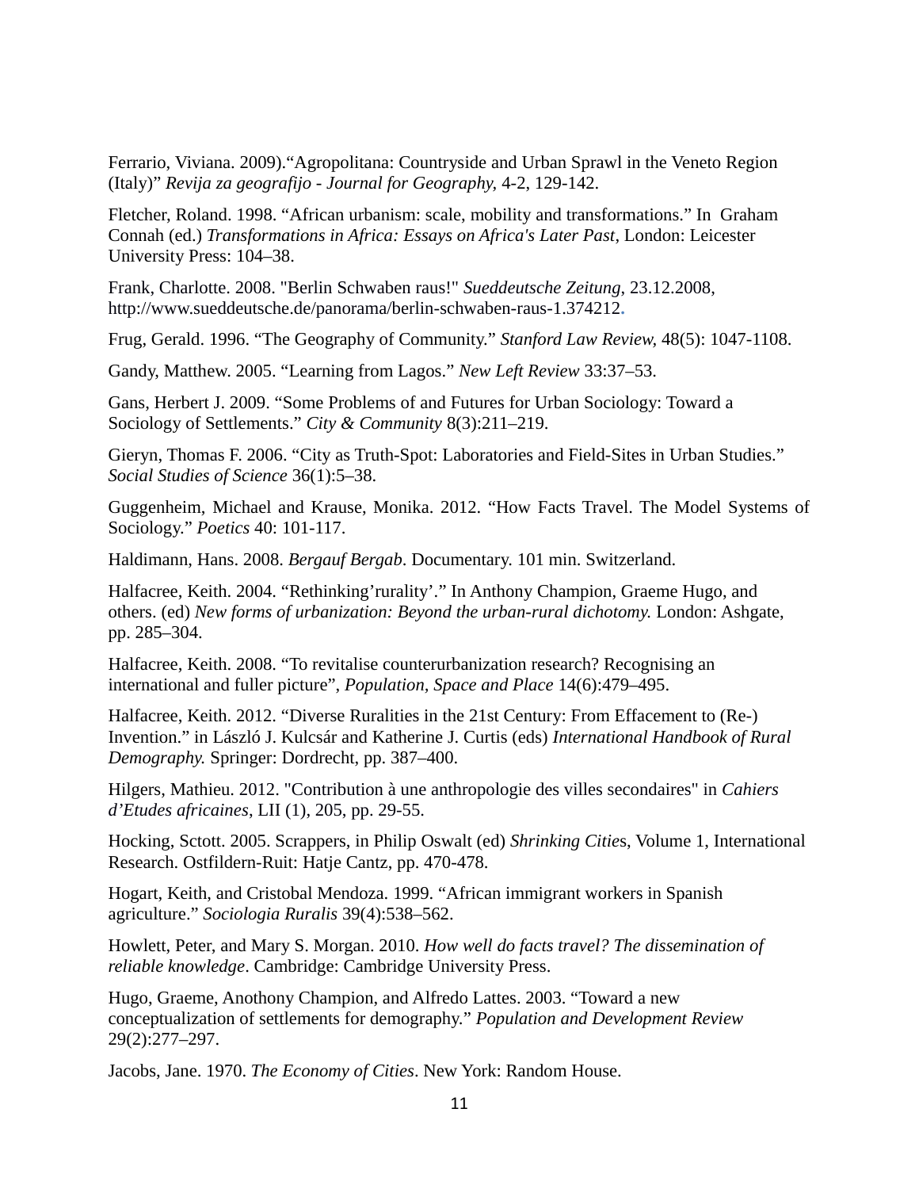Ferrario, Viviana. 2009).“Agropolitana: Countryside and Urban Sprawl in the Veneto Region (Italy)” *Revija za geografijo - Journal for Geography,* 4-2, 129-142.

Fletcher, Roland. 1998. “African urbanism: scale, mobility and transformations.” In Graham Connah (ed.) *Transformations in Africa: Essays on Africa's Later Past*, London: Leicester University Press: 104–38.

Frank, Charlotte. 2008. "Berlin Schwaben raus!" *Sueddeutsche Zeitung*, 23.12.2008, http://www.sueddeutsche.de/panorama/berlin-schwaben-raus-1.374212.

Frug, Gerald. 1996. “The Geography of Community.” *Stanford Law Review,* 48(5): 1047-1108.

Gandy, Matthew. 2005. “Learning from Lagos.” *New Left Review* 33:37–53.

Gans, Herbert J. 2009. “Some Problems of and Futures for Urban Sociology: Toward a Sociology of Settlements.” *City & Community* 8(3):211–219.

Gieryn, Thomas F. 2006. “City as Truth-Spot: Laboratories and Field-Sites in Urban Studies.” *Social Studies of Science* 36(1):5–38.

Guggenheim, Michael and Krause, Monika. 2012. “How Facts Travel. The Model Systems of Sociology.” *Poetics* 40: 101-117.

Haldimann, Hans. 2008. *Bergauf Bergab*. Documentary. 101 min. Switzerland.

Halfacree, Keith. 2004. “Rethinking’rurality’.” In Anthony Champion, Graeme Hugo, and others. (ed) *New forms of urbanization: Beyond the urban-rural dichotomy.* London: Ashgate, pp. 285–304.

Halfacree, Keith. 2008. “To revitalise counterurbanization research? Recognising an international and fuller picture”, *Population, Space and Place* 14(6):479–495.

Halfacree, Keith. 2012. “Diverse Ruralities in the 21st Century: From Effacement to (Re-) Invention.” in László J. Kulcsár and Katherine J. Curtis (eds) *International Handbook of Rural Demography.* Springer: Dordrecht, pp. 387–400.

Hilgers, Mathieu. 2012. "Contribution à une anthropologie des villes secondaires" in *Cahiers d’Etudes africaines*, LII (1), 205, pp. 29-55.

Hocking, Sctott. 2005. Scrappers, in Philip Oswalt (ed) *Shrinking Cities*, Volume 1, International Research. Ostfildern-Ruit: Hatje Cantz, pp. 470-478.

Hogart, Keith, and Cristobal Mendoza. 1999. “African immigrant workers in Spanish agriculture.” *Sociologia Ruralis* 39(4):538–562.

Howlett, Peter, and Mary S. Morgan. 2010. *How well do facts travel? The dissemination of reliable knowledge*. Cambridge: Cambridge University Press.

Hugo, Graeme, Anothony Champion, and Alfredo Lattes. 2003. “Toward a new conceptualization of settlements for demography.” *Population and Development Review* 29(2):277–297.

Jacobs, Jane. 1970. *The Economy of Cities*. New York: Random House.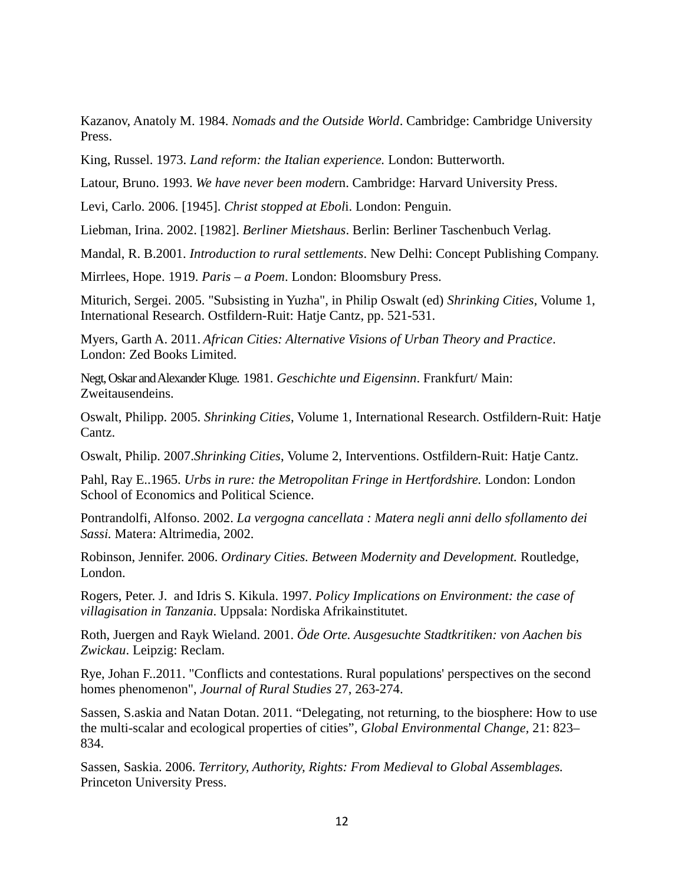Kazanov, Anatoly M. 1984. *Nomads and the Outside World*. Cambridge: Cambridge University Press.

King, Russel. 1973. *Land reform: the Italian experience.* London: Butterworth.

Latour, Bruno. 1993. *We have never been mode*rn. Cambridge: Harvard University Press.

Levi, Carlo. 2006. [1945]. *Christ stopped at Ebol*i. London: Penguin.

Liebman, Irina. 2002. [1982]. *Berliner Mietshaus*. Berlin: Berliner Taschenbuch Verlag.

Mandal, R. B.2001. *Introduction to rural settlements*. New Delhi: Concept Publishing Company.

Mirrlees, Hope. 1919. *Paris – a Poem*. London: Bloomsbury Press.

Miturich, Sergei. 2005. "Subsisting in Yuzha", in Philip Oswalt (ed) *Shrinking Cities*, Volume 1, International Research. Ostfildern-Ruit: Hatje Cantz, pp. 521-531.

Myers, Garth A. 2011. *African Cities: Alternative Visions of Urban Theory and Practice*. London: Zed Books Limited.

Negt, Oskar and Alexander Kluge. 1981. *Geschichte und Eigensinn*. Frankfurt/ Main: Zweitausendeins.

Oswalt, Philipp. 2005. *Shrinking Cities*, Volume 1, International Research. Ostfildern-Ruit: Hatje Cantz.

Oswalt, Philip. 2007.*Shrinking Cities*, Volume 2, Interventions. Ostfildern-Ruit: Hatje Cantz.

Pahl, Ray E..1965. *Urbs in rure: the Metropolitan Fringe in Hertfordshire.* London: London School of Economics and Political Science.

Pontrandolfi, Alfonso. 2002. *La vergogna cancellata : Matera negli anni dello sfollamento dei Sassi.* Matera: Altrimedia, 2002.

Robinson, Jennifer. 2006. *Ordinary Cities. Between Modernity and Development.* Routledge, London.

Rogers, Peter. J. and Idris S. Kikula. 1997. *Policy Implications on Environment: the case of villagisation in Tanzania*. Uppsala: Nordiska Afrikainstitutet.

Roth, Juergen and Rayk Wieland. 2001. *Öde Orte. Ausgesuchte Stadtkritiken: von Aachen bis Zwickau*. Leipzig: Reclam.

Rye, Johan F..2011. "Conflicts and contestations. Rural populations' perspectives on the second homes phenomenon", *Journal of Rural Studies* 27, 263-274.

Sassen, S.askia and Natan Dotan. 2011. "Delegating, not returning, to the biosphere: How to use the multi-scalar and ecological properties of cities", *Global Environmental Change*, 21: 823–834.

Sassen, Saskia. 2006. *Territory, Authority, Rights: From Medieval to Global Assemblages.* Princeton University Press.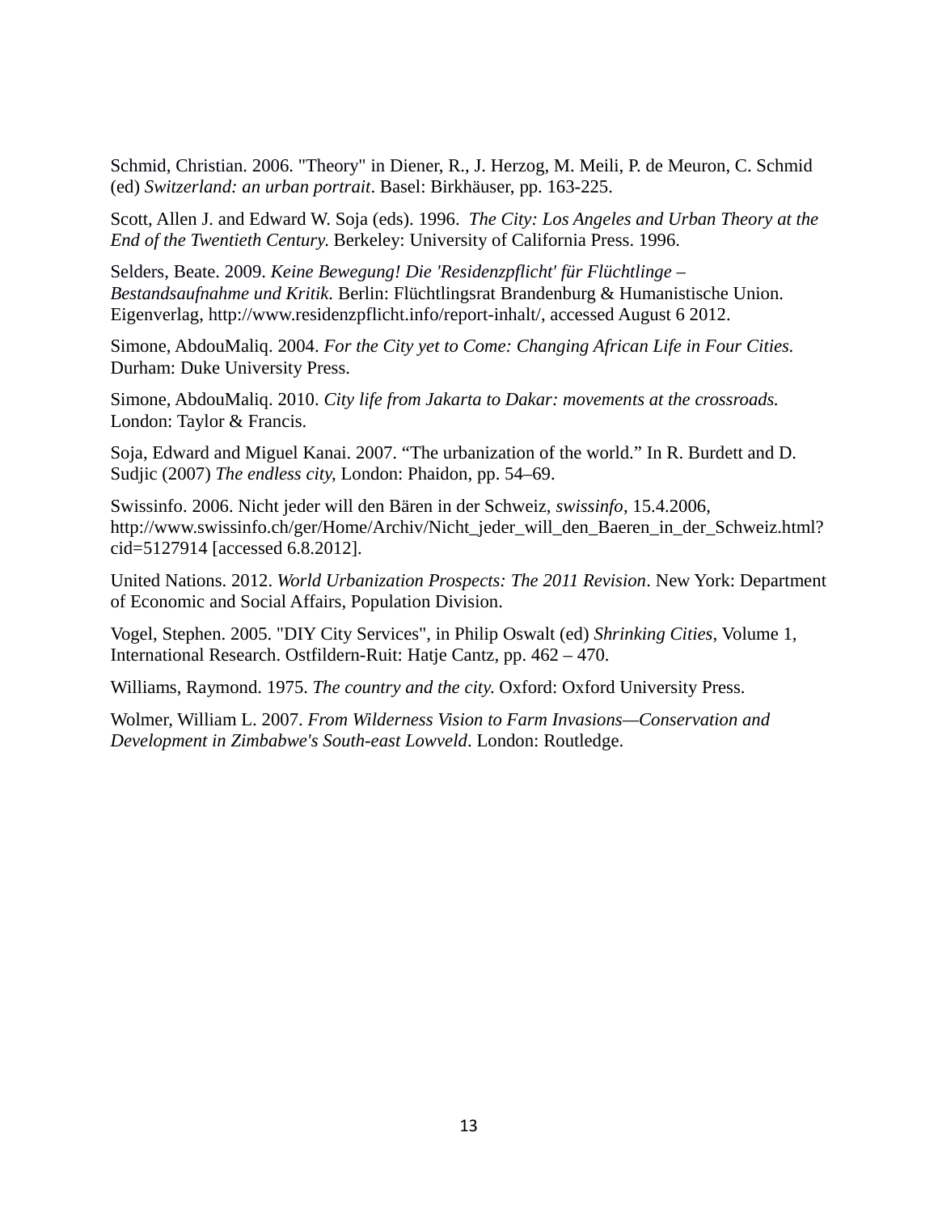Schmid, Christian. 2006. "Theory" in Diener, R., J. Herzog, M. Meili, P. de Meuron, C. Schmid (ed) *Switzerland: an urban portrait*. Basel: Birkhäuser, pp. 163-225.

Scott, Allen J. and Edward W. Soja (eds). 1996. *The City: Los Angeles and Urban Theory at the End of the Twentieth Century.* Berkeley: University of California Press. 1996.

Selders, Beate. 2009. *Keine Bewegung! Die 'Residenzpflicht' für Flüchtlinge – Bestandsaufnahme und Kritik*. Berlin: Flüchtlingsrat Brandenburg & Humanistische Union. Eigenverlag, http://www.residenzpflicht.info/report-inhalt/, accessed August 6 2012.

Simone, AbdouMaliq. 2004. *For the City yet to Come: Changing African Life in Four Cities.* Durham: Duke University Press.

Simone, AbdouMaliq. 2010. *City life from Jakarta to Dakar: movements at the crossroads.* London: Taylor & Francis.

Soja, Edward and Miguel Kanai. 2007. "The urbanization of the world." In R. Burdett and D. Sudjic (2007) *The endless city*, London: Phaidon, pp. 54–69.

Swissinfo. 2006. Nicht jeder will den Bären in der Schweiz, *swissinfo*, 15.4.2006, http://www.swissinfo.ch/ger/Home/Archiv/Nicht_jeder_will_den_Baeren_in_der_Schweiz.html?cid=5127914 [accessed 6.8.2012].

United Nations. 2012. *World Urbanization Prospects: The 2011 Revision*. New York: Department of Economic and Social Affairs, Population Division.

Vogel, Stephen. 2005. "DIY City Services", in Philip Oswalt (ed) *Shrinking Cities*, Volume 1, International Research. Ostfildern-Ruit: Hatje Cantz, pp. 462 – 470.

Williams, Raymond. 1975. *The country and the city.* Oxford: Oxford University Press.

Wolmer, William L. 2007. *From Wilderness Vision to Farm Invasions—Conservation and Development in Zimbabwe's South-east Lowveld*. London: Routledge.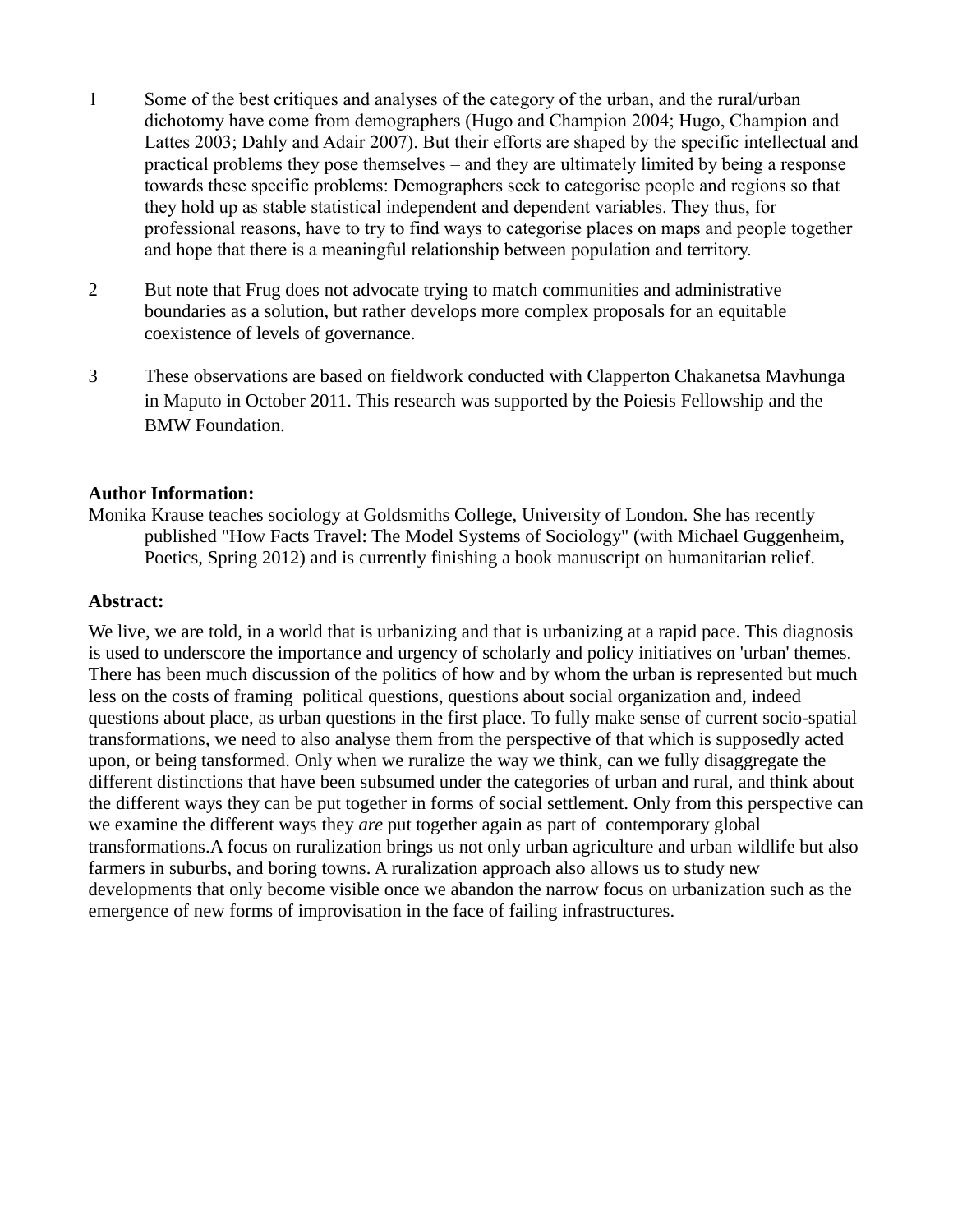1 Some of the best critiques and analyses of the category of the urban, and the rural/urban dichotomy have come from demographers (Hugo and Champion 2004; Hugo, Champion and Lattes 2003; Dahly and Adair 2007). But their efforts are shaped by the specific intellectual and practical problems they pose themselves – and they are ultimately limited by being a response towards these specific problems: Demographers seek to categorise people and regions so that they hold up as stable statistical independent and dependent variables. They thus, for professional reasons, have to try to find ways to categorise places on maps and people together and hope that there is a meaningful relationship between population and territory.

2 But note that Frug does not advocate trying to match communities and administrative boundaries as a solution, but rather develops more complex proposals for an equitable coexistence of levels of governance.

3 These observations are based on fieldwork conducted with Clapperton Chakanetsa Mavhunga in Maputo in October 2011. This research was supported by the Poiesis Fellowship and the BMW Foundation.

**Author Information:**

Monika Krause teaches sociology at Goldsmiths College, University of London. She has recently published "How Facts Travel: The Model Systems of Sociology" (with Michael Guggenheim, Poetics, Spring 2012) and is currently finishing a book manuscript on humanitarian relief.

**Abstract:**

We live, we are told, in a world that is urbanizing and that is urbanizing at a rapid pace. This diagnosis is used to underscore the importance and urgency of scholarly and policy initiatives on 'urban' themes. There has been much discussion of the politics of how and by whom the urban is represented but much less on the costs of framing political questions, questions about social organization and, indeed questions about place, as urban questions in the first place. To fully make sense of current socio-spatial transformations, we need to also analyse them from the perspective of that which is supposedly acted upon, or being tansformed. Only when we ruralize the way we think, can we fully disaggregate the different distinctions that have been subsumed under the categories of urban and rural, and think about the different ways they can be put together in forms of social settlement. Only from this perspective can we examine the different ways they *are* put together again as part of contemporary global transformations.A focus on ruralization brings us not only urban agriculture and urban wildlife but also farmers in suburbs, and boring towns. A ruralization approach also allows us to study new developments that only become visible once we abandon the narrow focus on urbanization such as the emergence of new forms of improvisation in the face of failing infrastructures.